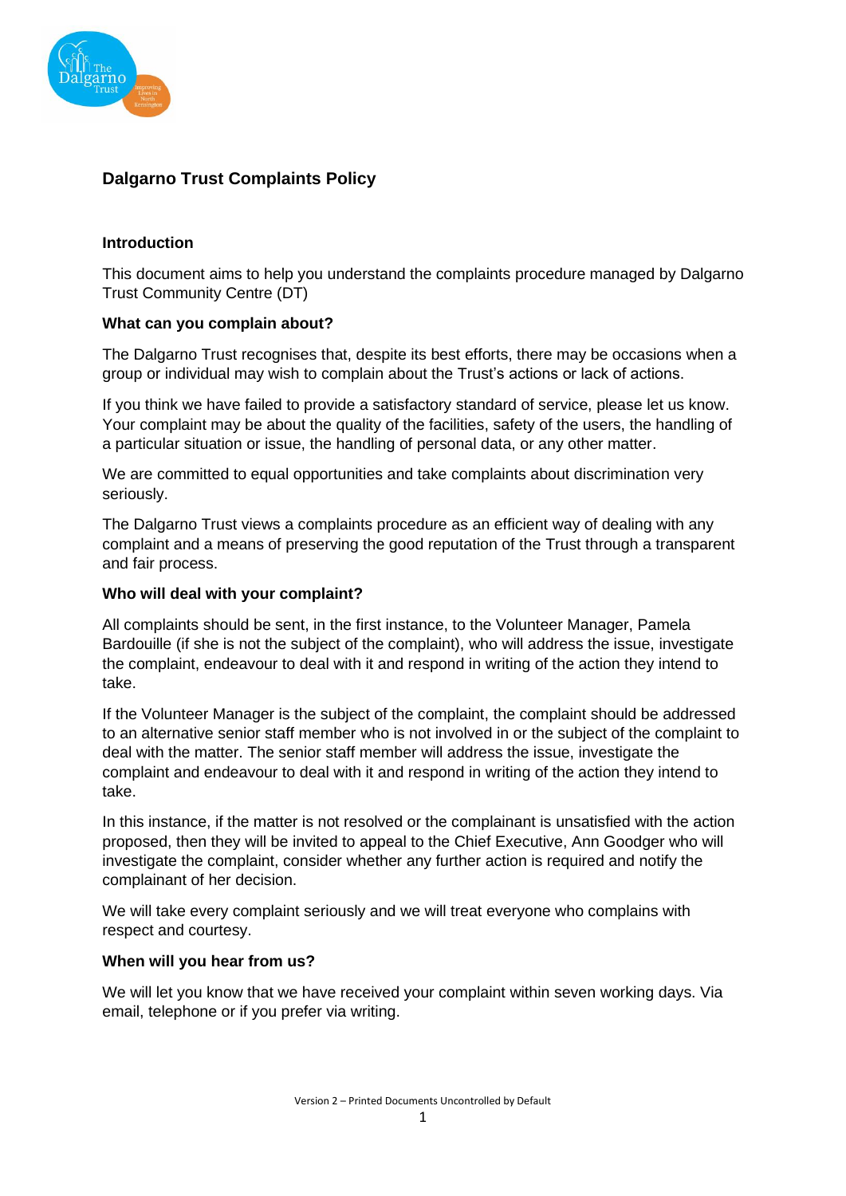# Dalgarno Trust Complaints Policy

## Introduction

This document aims to help you understand the complaints procedure managed by Dalgarno Trust Community Centre (DT)

## What can you complain about?

The Dalgarno Trust recognises that, despite its best efforts, there may be occasions when a group or individual may wish to complain about the Trust's actions or lack of actions.

If you think we have failed to provide a satisfactory standard of service, please let us know. Your complaint may be about the quality of the facilities, safety of the users, the handling of a particular situation or issue, the handling of personal data, or any other matter.

We are committed to equal opportunities and take complaints about discrimination very seriously.

The Dalgarno Trust views a complaints procedure as an efficient way of dealing with any complaint and a means of preserving the good reputation of the Trust through a transparent and fair process.

## Who will deal with your complaint?

All complaints should be sent, in the first instance, to the Volunteer Manager, Pamela Bardouille (if she is not the subject of the complaint), who will address the issue, investigate the complaint, endeavour to deal with it and respond in writing of the action they intend to take.

If the Volunteer Manager is the subject of the complaint, the complaint should be addressed to an alternative senior staff member who is not involved in or the subject of the complaint to deal with the matter. The senior staff member will address the issue, investigate the complaint and endeavour to deal with it and respond in writing of the action they intend to take.

In this instance, if the matter is not resolved or the complainant is unsatisfied with the action proposed, then they will be invited to appeal to the Chief Executive, Ann Goodger who will investigate the complaint, consider whether any further action is required and notify the complainant of her decision.

We will take every complaint seriously and we will treat everyone who complains with respect and courtesy.

## When will you hear from us?

We will let you know that we have received your complaint within seven working days. Via email, telephone or if you prefer via writing.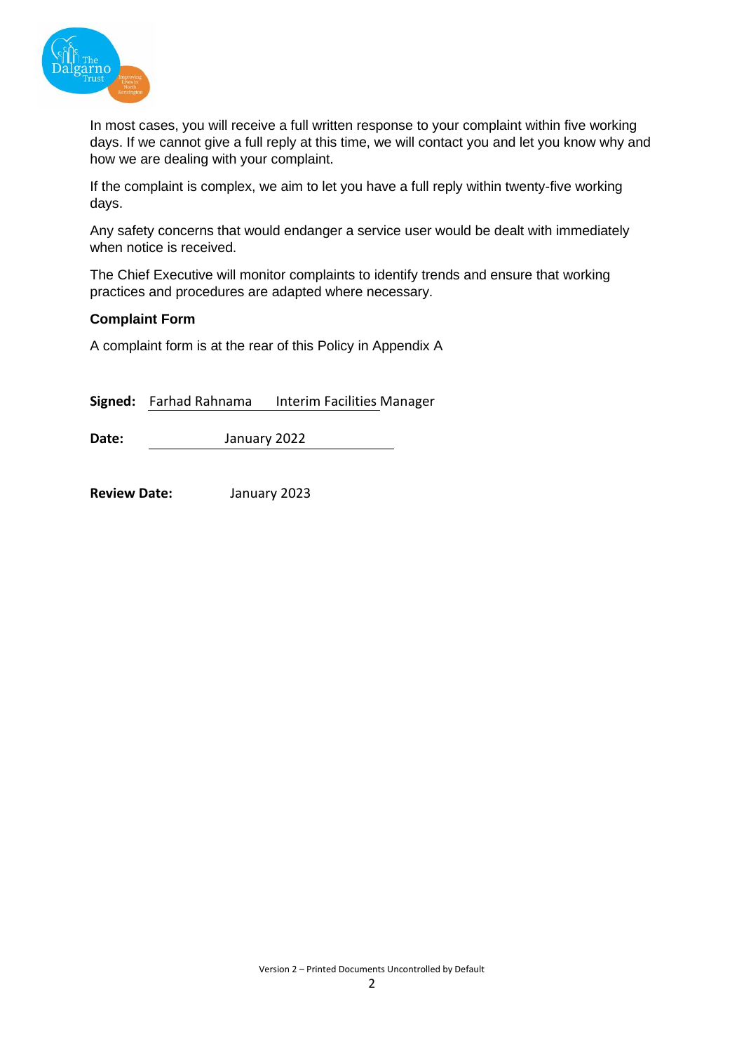In most cases, you will receive a full written response to your complaint within five working days. If we cannot give a full reply at this time, we will contact you and let you know why and how we are dealing with your complaint.

If the complaint is complex, we aim to let you have a full reply within twenty-five working days.

Any safety concerns that would endanger a service user would be dealt with immediately when notice is received.

The Chief Executive will monitor complaints to identify trends and ensure that working practices and procedures are adapted where necessary.

**Complaint Form**

A complaint form is at the rear of this Policy in Appendix A

**Signed:** Farhad Rahnama Interim Facilities Manager

**Date:** January 2022

**Review Date:** January 2023

Version 2 – Printed Documents Uncontrolled by Default